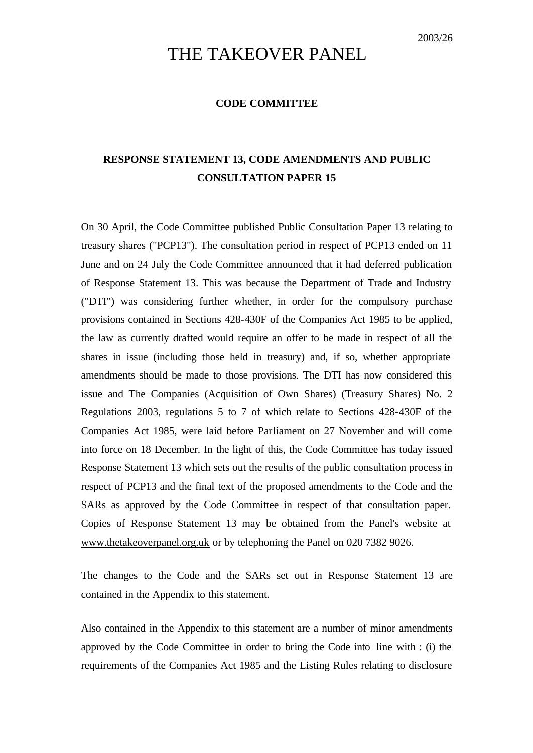2003/26

# THE TAKEOVER PANEL

## CODE COMMITTEE

### RESPONSE STATEMENT 13, CODE AMENDMENTS AND PUBLIC CONSULTATION PAPER 15

On 30 April, the Code Committee published Public Consultation Paper 13 relating to treasury shares ("PCP13"). The consultation period in respect of PCP13 ended on 11 June and on 24 July the Code Committee announced that it had deferred publication of Response Statement 13. This was because the Department of Trade and Industry ("DTI") was considering further whether, in order for the compulsory purchase provisions contained in Sections 428-430F of the Companies Act 1985 to be applied, the law as currently drafted would require an offer to be made in respect of all the shares in issue (including those held in treasury) and, if so, whether appropriate amendments should be made to those provisions. The DTI has now considered this issue and The Companies (Acquisition of Own Shares) (Treasury Shares) No. 2 Regulations 2003, regulations 5 to 7 of which relate to Sections 428-430F of the Companies Act 1985, were laid before Parliament on 27 November and will come into force on 18 December. In the light of this, the Code Committee has today issued Response Statement 13 which sets out the results of the public consultation process in respect of PCP13 and the final text of the proposed amendments to the Code and the SARs as approved by the Code Committee in respect of that consultation paper. Copies of Response Statement 13 may be obtained from the Panel's website at www.thetakeoverpanel.org.uk or by telephoning the Panel on 020 7382 9026.

The changes to the Code and the SARs set out in Response Statement 13 are contained in the Appendix to this statement.

Also contained in the Appendix to this statement are a number of minor amendments approved by the Code Committee in order to bring the Code into line with : (i) the requirements of the Companies Act 1985 and the Listing Rules relating to disclosure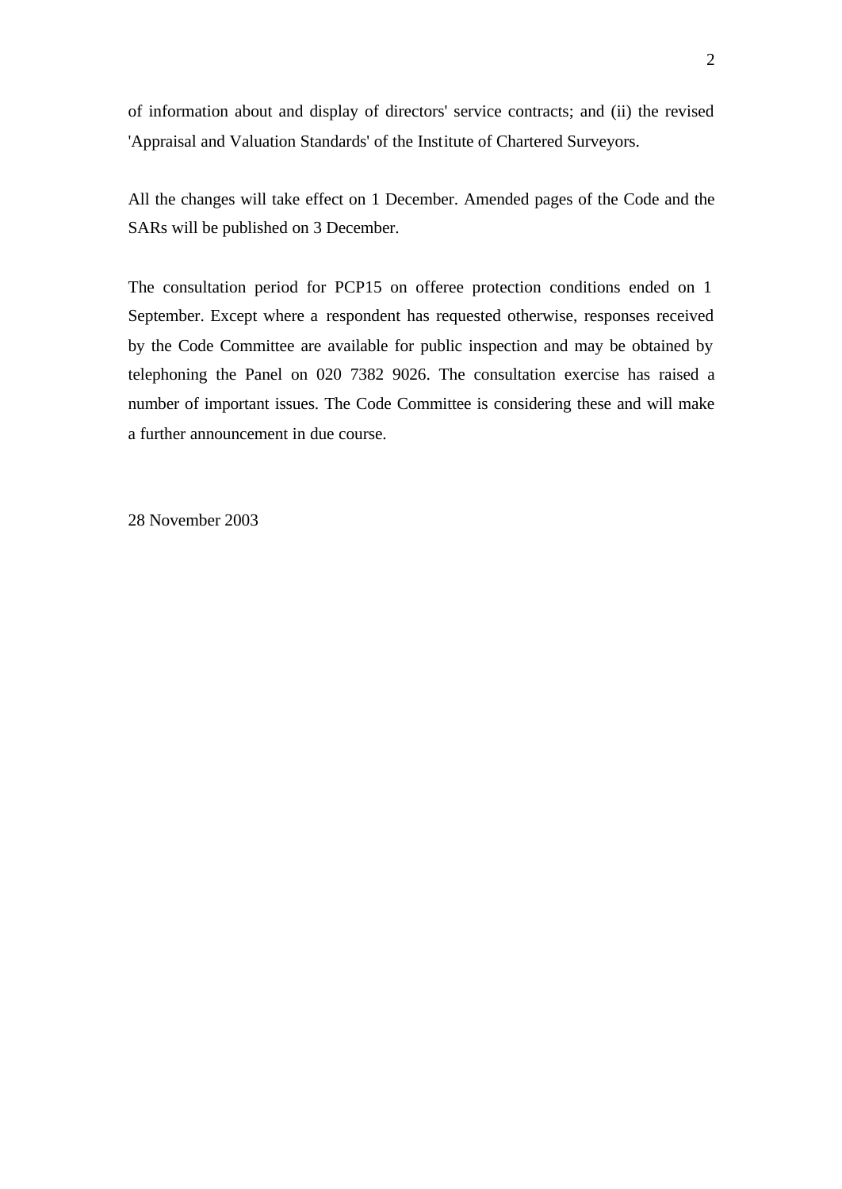of information about and display of directors' service contracts; and (ii) the revised 'Appraisal and Valuation Standards' of the Institute of Chartered Surveyors.

All the changes will take effect on 1 December. Amended pages of the Code and the SARs will be published on 3 December.

The consultation period for PCP15 on offeree protection conditions ended on 1 September. Except where a respondent has requested otherwise, responses received by the Code Committee are available for public inspection and may be obtained by telephoning the Panel on 020 7382 9026. The consultation exercise has raised a number of important issues. The Code Committee is considering these and will make a further announcement in due course.

28 November 2003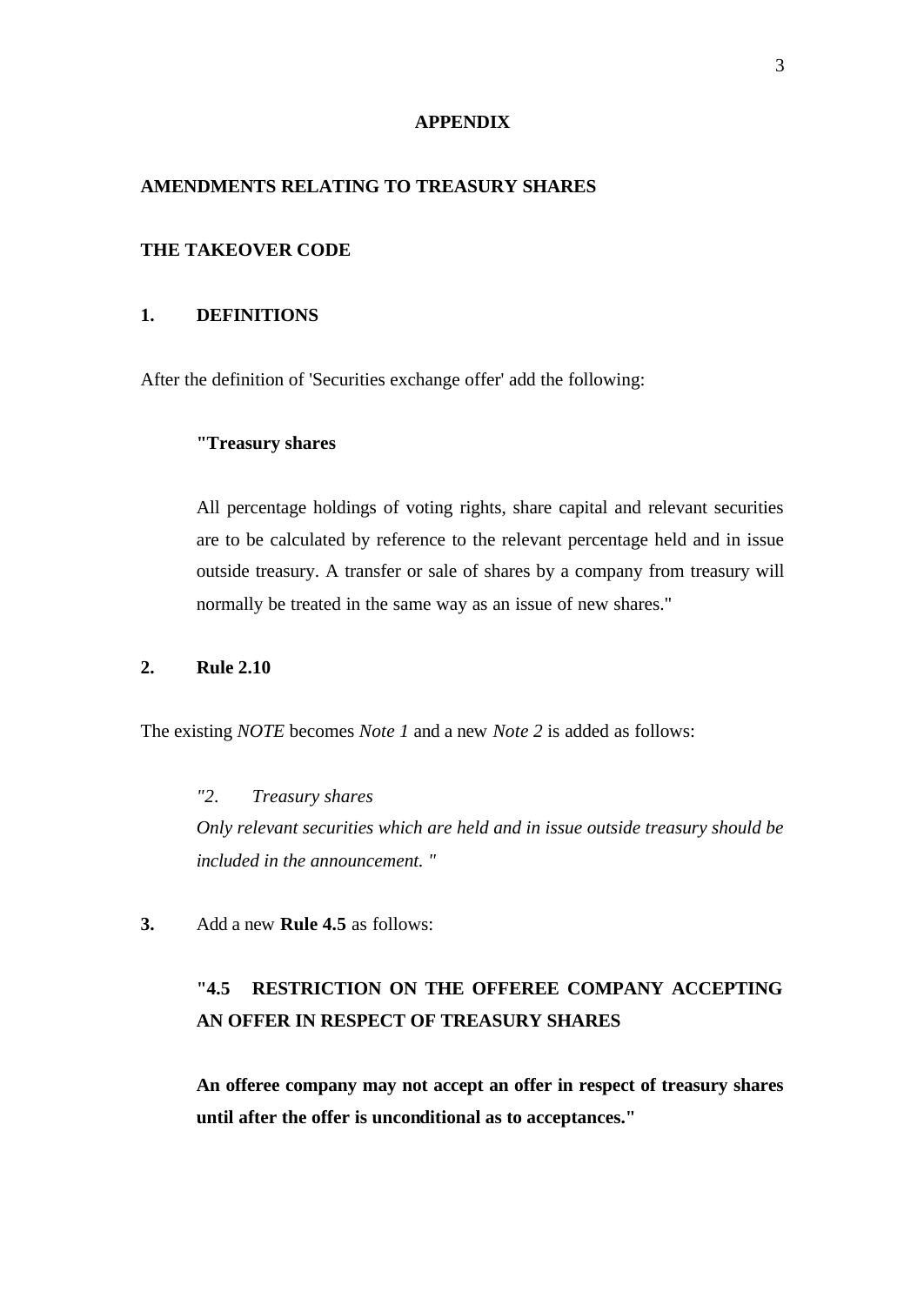## APPENDIX

## AMENDMENTS RELATING TO TREASURY SHARES

## THE TAKEOVER CODE

### 1. DEFINITIONS

After the definition of 'Securities exchange offer' add the following:

> **"Treasury shares**
>
> All percentage holdings of voting rights, share capital and relevant securities are to be calculated by reference to the relevant percentage held and in issue outside treasury. A transfer or sale of shares by a company from treasury will normally be treated in the same way as an issue of new shares."

### 2. Rule 2.10

The existing *NOTE* becomes *Note 1* and a new *Note 2* is added as follows:

> *"2. Treasury shares*
> *Only relevant securities which are held and in issue outside treasury should be included in the announcement. "*

**3.** Add a new **Rule 4.5** as follows:

> **"4.5 RESTRICTION ON THE OFFEREE COMPANY ACCEPTING AN OFFER IN RESPECT OF TREASURY SHARES**
>
> **An offeree company may not accept an offer in respect of treasury shares until after the offer is unconditional as to acceptances."**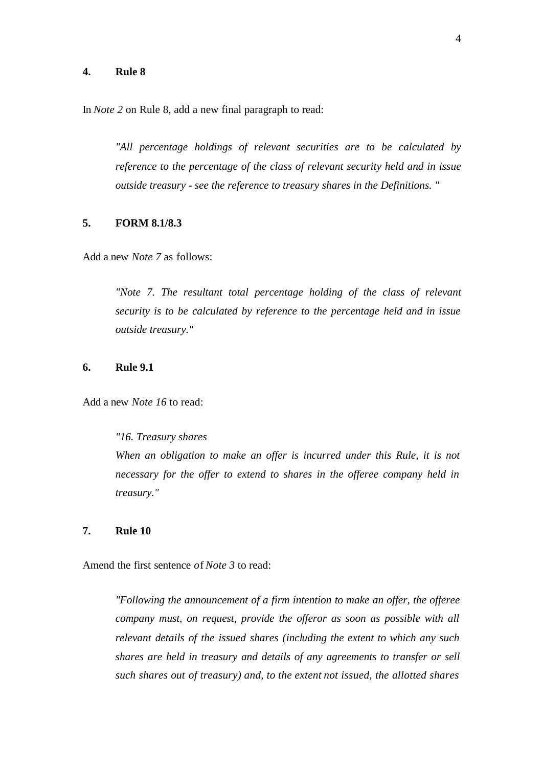**4. Rule 8**

In *Note 2* on Rule 8, add a new final paragraph to read:

> *"All percentage holdings of relevant securities are to be calculated by reference to the percentage of the class of relevant security held and in issue outside treasury - see the reference to treasury shares in the Definitions. "*

**5. FORM 8.1/8.3**

Add a new *Note 7* as follows:

> *"Note 7. The resultant total percentage holding of the class of relevant security is to be calculated by reference to the percentage held and in issue outside treasury."*

**6. Rule 9.1**

Add a new *Note 16* to read:

> *"16. Treasury shares*
> *When an obligation to make an offer is incurred under this Rule, it is not necessary for the offer to extend to shares in the offeree company held in treasury."*

**7. Rule 10**

Amend the first sentence of *Note 3* to read:

> *"Following the announcement of a firm intention to make an offer, the offeree company must, on request, provide the offeror as soon as possible with all relevant details of the issued shares (including the extent to which any such shares are held in treasury and details of any agreements to transfer or sell such shares out of treasury) and, to the extent not issued, the allotted shares*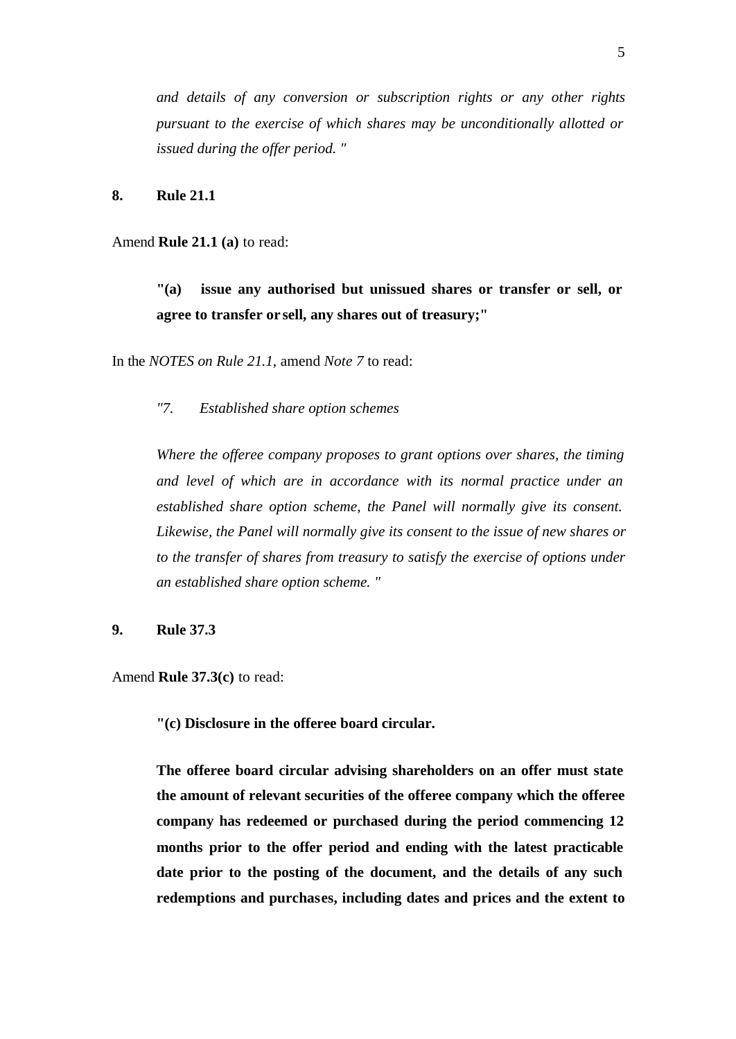*and details of any conversion or subscription rights or any other rights pursuant to the exercise of which shares may be unconditionally allotted or issued during the offer period. "*

**8. Rule 21.1**

Amend **Rule 21.1 (a)** to read:

> **"(a) issue any authorised but unissued shares or transfer or sell, or agree to transfer or sell, any shares out of treasury;"**

In the *NOTES on Rule 21.1*, amend *Note 7* to read:

> *"7. Established share option schemes*
>
> *Where the offeree company proposes to grant options over shares, the timing and level of which are in accordance with its normal practice under an established share option scheme, the Panel will normally give its consent. Likewise, the Panel will normally give its consent to the issue of new shares or to the transfer of shares from treasury to satisfy the exercise of options under an established share option scheme. "*

**9. Rule 37.3**

Amend **Rule 37.3(c)** to read:

> **"(c) Disclosure in the offeree board circular.**
>
> **The offeree board circular advising shareholders on an offer must state the amount of relevant securities of the offeree company which the offeree company has redeemed or purchased during the period commencing 12 months prior to the offer period and ending with the latest practicable date prior to the posting of the document, and the details of any such redemptions and purchases, including dates and prices and the extent to**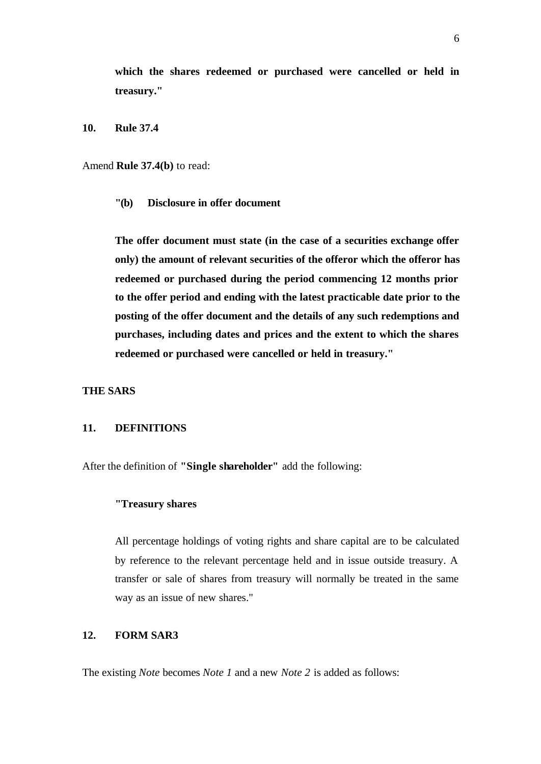**which the shares redeemed or purchased were cancelled or held in treasury."**

## 10. Rule 37.4

Amend **Rule 37.4(b)** to read:

**"(b) Disclosure in offer document**

**The offer document must state (in the case of a securities exchange offer only) the amount of relevant securities of the offeror which the offeror has redeemed or purchased during the period commencing 12 months prior to the offer period and ending with the latest practicable date prior to the posting of the offer document and the details of any such redemptions and purchases, including dates and prices and the extent to which the shares redeemed or purchased were cancelled or held in treasury."**

# THE SARS

## 11. DEFINITIONS

After the definition of **"Single shareholder"** add the following:

**"Treasury shares**

All percentage holdings of voting rights and share capital are to be calculated by reference to the relevant percentage held and in issue outside treasury. A transfer or sale of shares from treasury will normally be treated in the same way as an issue of new shares."

## 12. FORM SAR3

The existing *Note* becomes *Note 1* and a new *Note 2* is added as follows: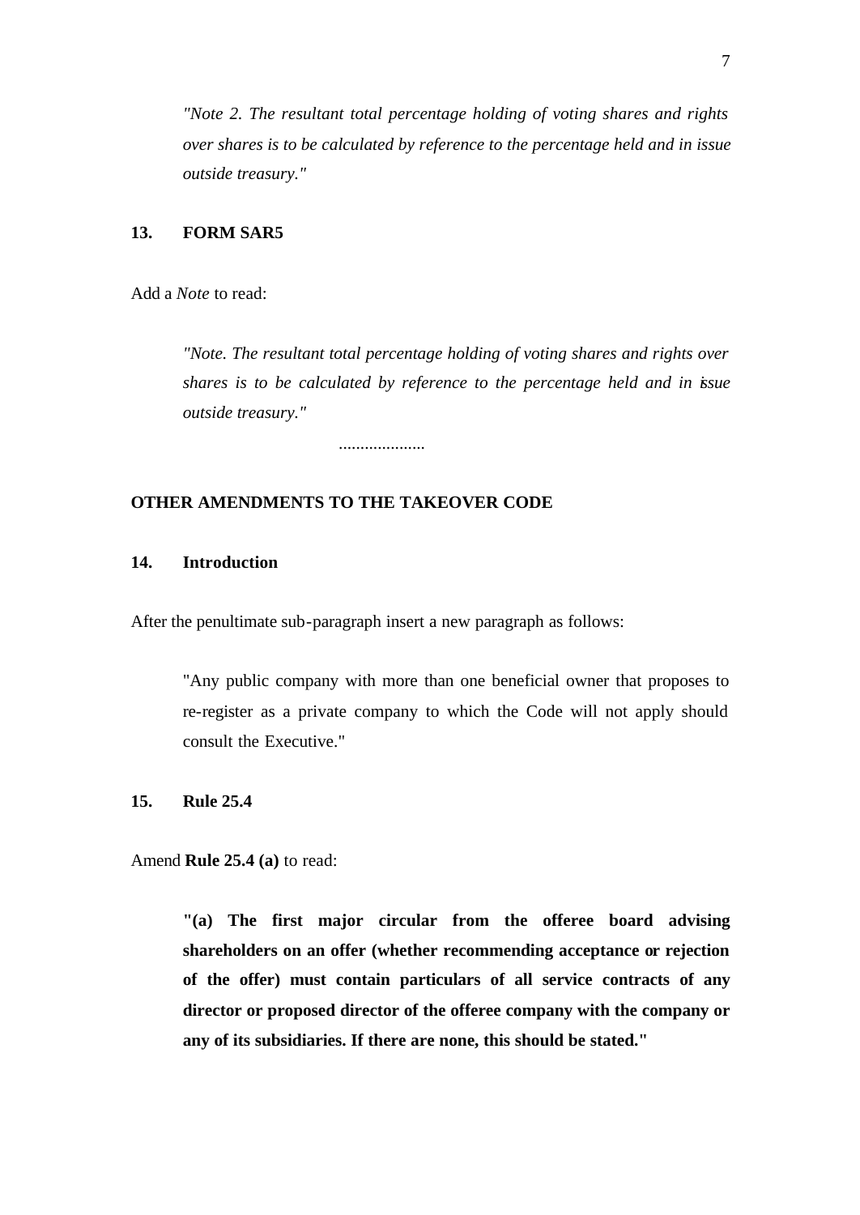*"Note 2. The resultant total percentage holding of voting shares and rights over shares is to be calculated by reference to the percentage held and in issue outside treasury."*

**13. FORM SAR5**

Add a *Note* to read:

*"Note. The resultant total percentage holding of voting shares and rights over shares is to be calculated by reference to the percentage held and in issue outside treasury."*

....................

**OTHER AMENDMENTS TO THE TAKEOVER CODE**

**14. Introduction**

After the penultimate sub-paragraph insert a new paragraph as follows:

"Any public company with more than one beneficial owner that proposes to re-register as a private company to which the Code will not apply should consult the Executive."

**15. Rule 25.4**

Amend **Rule 25.4 (a)** to read:

**"(a) The first major circular from the offeree board advising shareholders on an offer (whether recommending acceptance or rejection of the offer) must contain particulars of all service contracts of any director or proposed director of the offeree company with the company or any of its subsidiaries. If there are none, this should be stated."**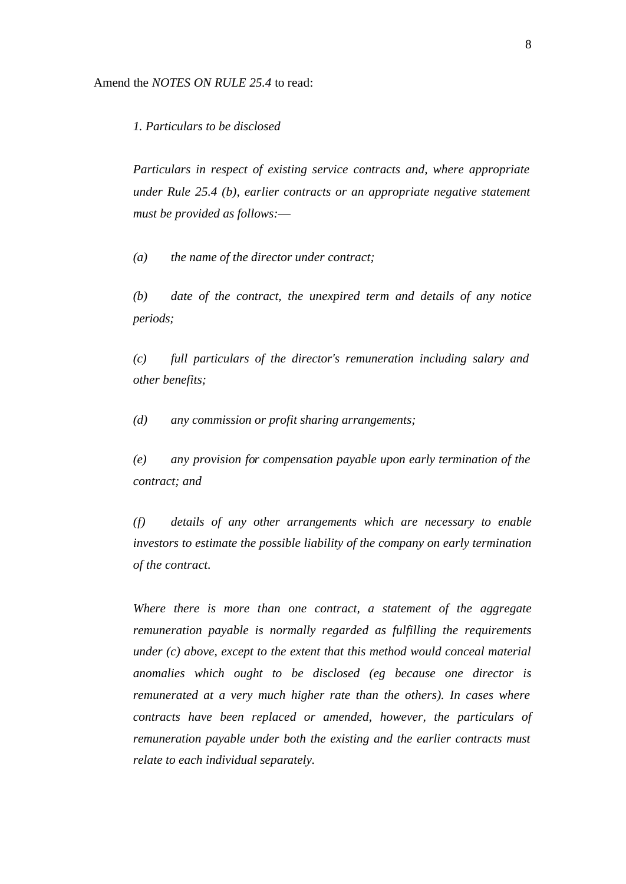Amend the *NOTES ON RULE 25.4* to read:

*1. Particulars to be disclosed*

*Particulars in respect of existing service contracts and, where appropriate under Rule 25.4 (b), earlier contracts or an appropriate negative statement must be provided as follows:—*

*(a) the name of the director under contract;*

*(b) date of the contract, the unexpired term and details of any notice periods;*

*(c) full particulars of the director's remuneration including salary and other benefits;*

*(d) any commission or profit sharing arrangements;*

*(e) any provision for compensation payable upon early termination of the contract; and*

*(f) details of any other arrangements which are necessary to enable investors to estimate the possible liability of the company on early termination of the contract.*

*Where there is more than one contract, a statement of the aggregate remuneration payable is normally regarded as fulfilling the requirements under (c) above, except to the extent that this method would conceal material anomalies which ought to be disclosed (eg because one director is remunerated at a very much higher rate than the others). In cases where contracts have been replaced or amended, however, the particulars of remuneration payable under both the existing and the earlier contracts must relate to each individual separately.*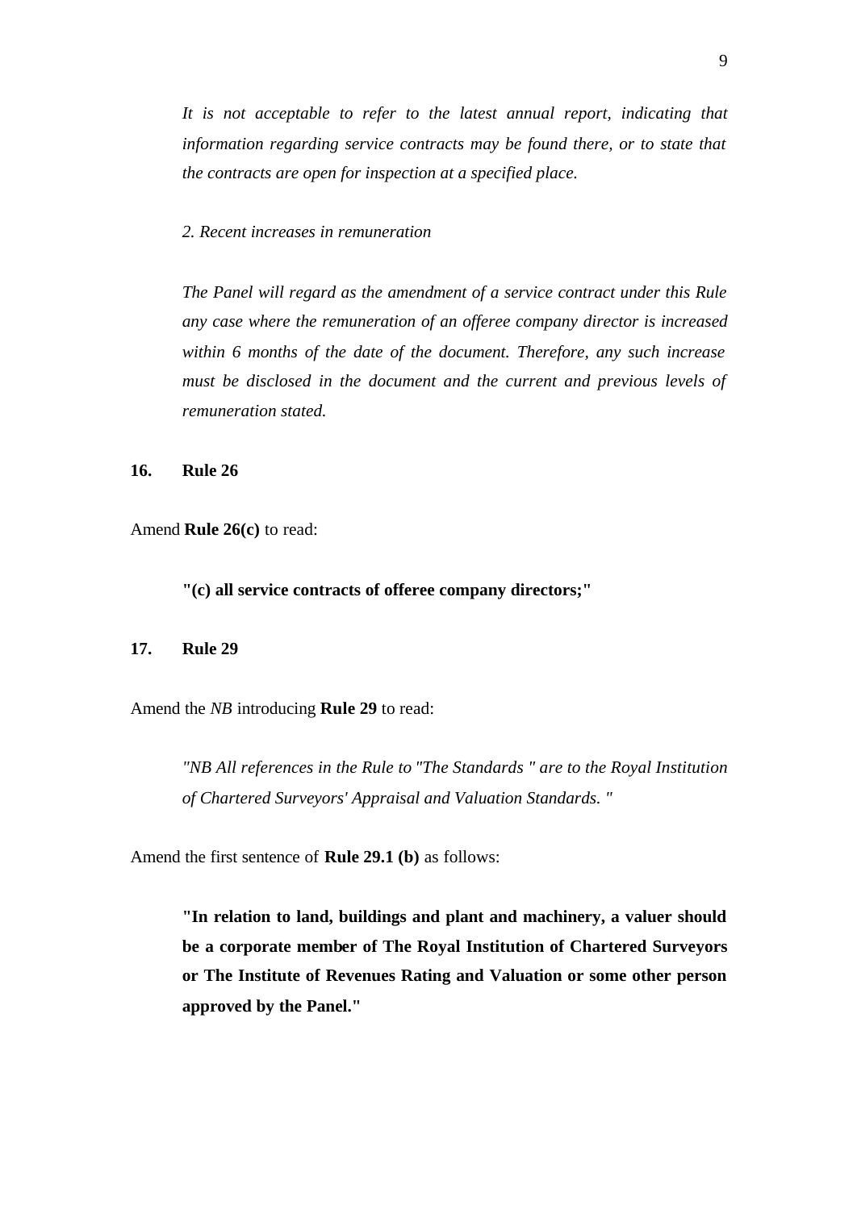*It is not acceptable to refer to the latest annual report, indicating that information regarding service contracts may be found there, or to state that the contracts are open for inspection at a specified place.*

*2. Recent increases in remuneration*

*The Panel will regard as the amendment of a service contract under this Rule any case where the remuneration of an offeree company director is increased within 6 months of the date of the document. Therefore, any such increase must be disclosed in the document and the current and previous levels of remuneration stated.*

**16. Rule 26**

Amend **Rule 26(c)** to read:

**"(c) all service contracts of offeree company directors;"**

**17. Rule 29**

Amend the *NB* introducing **Rule 29** to read:

*"NB All references in the Rule to "The Standards " are to the Royal Institution of Chartered Surveyors' Appraisal and Valuation Standards. "*

Amend the first sentence of **Rule 29.1 (b)** as follows:

**"In relation to land, buildings and plant and machinery, a valuer should be a corporate member of The Royal Institution of Chartered Surveyors or The Institute of Revenues Rating and Valuation or some other person approved by the Panel."**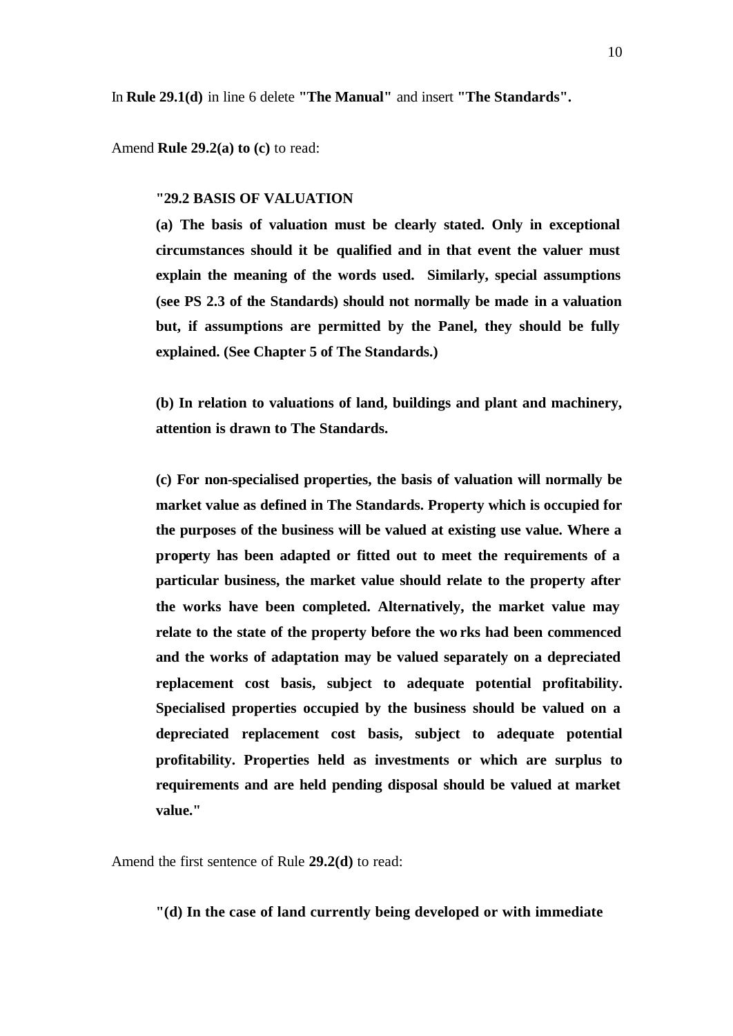In **Rule 29.1(d)** in line 6 delete **"The Manual"** and insert **"The Standards".**

Amend **Rule 29.2(a) to (c)** to read:

> **"29.2 BASIS OF VALUATION**
>
> **(a) The basis of valuation must be clearly stated. Only in exceptional circumstances should it be qualified and in that event the valuer must explain the meaning of the words used. Similarly, special assumptions (see PS 2.3 of the Standards) should not normally be made in a valuation but, if assumptions are permitted by the Panel, they should be fully explained. (See Chapter 5 of The Standards.)**
>
> **(b) In relation to valuations of land, buildings and plant and machinery, attention is drawn to The Standards.**
>
> **(c) For non-specialised properties, the basis of valuation will normally be market value as defined in The Standards. Property which is occupied for the purposes of the business will be valued at existing use value. Where a property has been adapted or fitted out to meet the requirements of a particular business, the market value should relate to the property after the works have been completed. Alternatively, the market value may relate to the state of the property before the works had been commenced and the works of adaptation may be valued separately on a depreciated replacement cost basis, subject to adequate potential profitability. Specialised properties occupied by the business should be valued on a depreciated replacement cost basis, subject to adequate potential profitability. Properties held as investments or which are surplus to requirements and are held pending disposal should be valued at market value."**

Amend the first sentence of Rule **29.2(d)** to read:

> **"(d) In the case of land currently being developed or with immediate**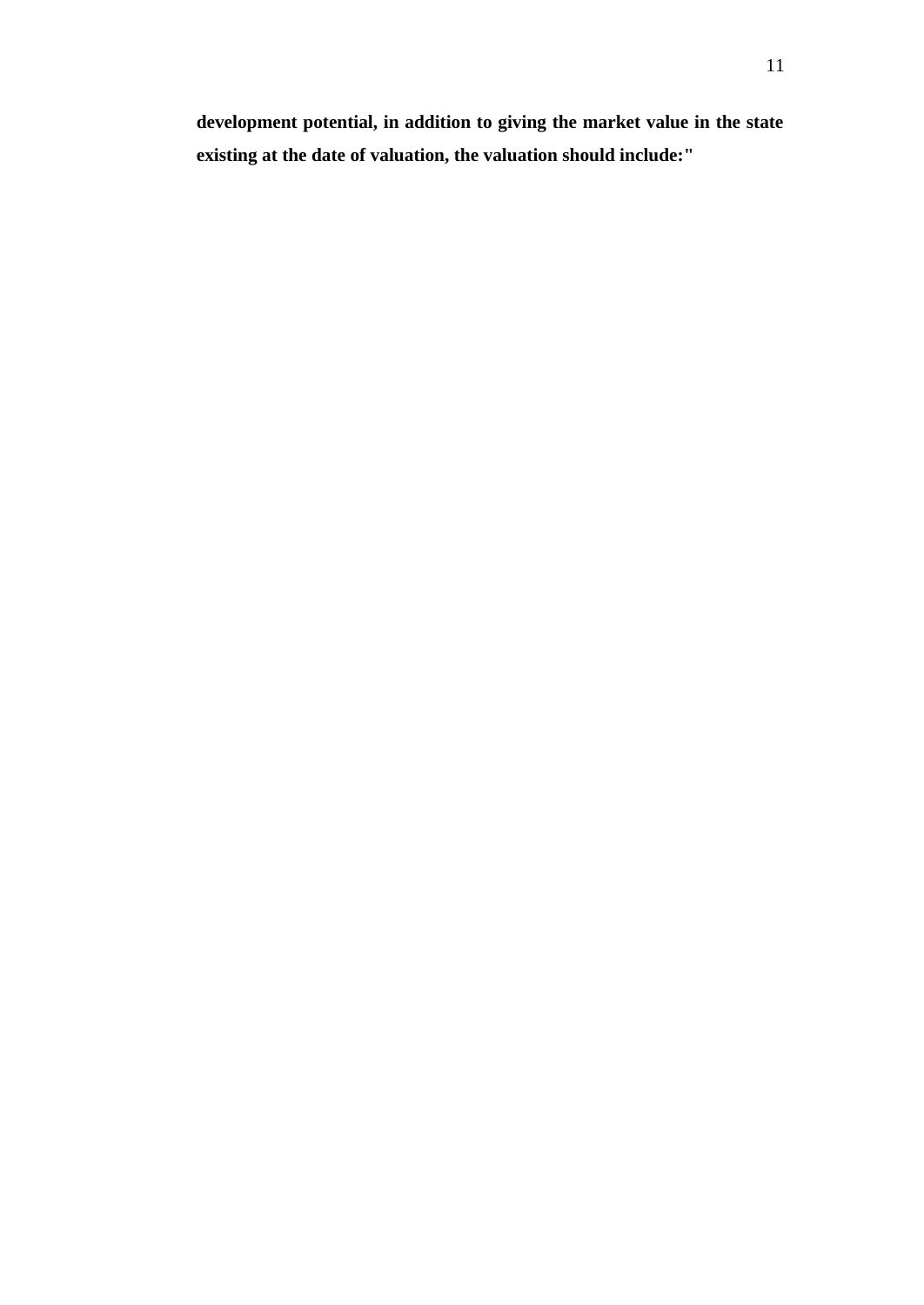**development potential, in addition to giving the market value in the state existing at the date of valuation, the valuation should include:"**